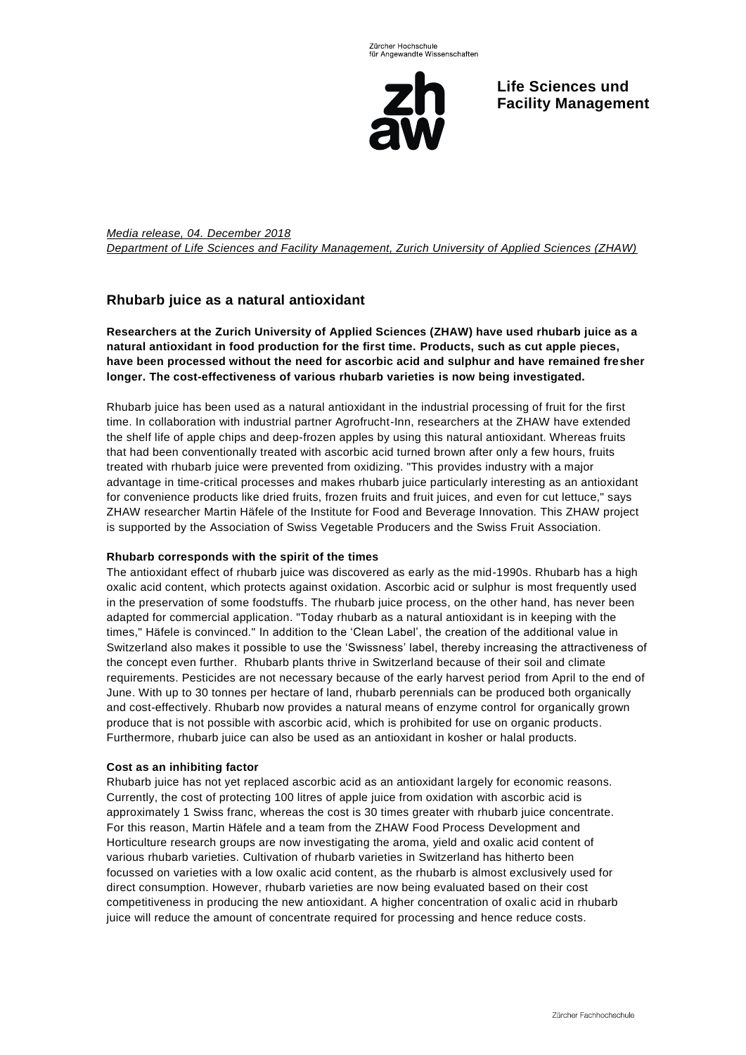Zürcher Hochschule für Angewandte Wissenschaften

**Life Sciences und Facility Management**

*Media release, 04. December 2018*
*Department of Life Sciences and Facility Management, Zurich University of Applied Sciences (ZHAW)*

# Rhubarb juice as a natural antioxidant

**Researchers at the Zurich University of Applied Sciences (ZHAW) have used rhubarb juice as a natural antioxidant in food production for the first time. Products, such as cut apple pieces, have been processed without the need for ascorbic acid and sulphur and have remained fresher longer. The cost-effectiveness of various rhubarb varieties is now being investigated.**

Rhubarb juice has been used as a natural antioxidant in the industrial processing of fruit for the first time. In collaboration with industrial partner Agrofrucht-Inn, researchers at the ZHAW have extended the shelf life of apple chips and deep-frozen apples by using this natural antioxidant. Whereas fruits that had been conventionally treated with ascorbic acid turned brown after only a few hours, fruits treated with rhubarb juice were prevented from oxidizing. "This provides industry with a major advantage in time-critical processes and makes rhubarb juice particularly interesting as an antioxidant for convenience products like dried fruits, frozen fruits and fruit juices, and even for cut lettuce," says ZHAW researcher Martin Häfele of the Institute for Food and Beverage Innovation. This ZHAW project is supported by the Association of Swiss Vegetable Producers and the Swiss Fruit Association.

**Rhubarb corresponds with the spirit of the times**

The antioxidant effect of rhubarb juice was discovered as early as the mid-1990s. Rhubarb has a high oxalic acid content, which protects against oxidation. Ascorbic acid or sulphur is most frequently used in the preservation of some foodstuffs. The rhubarb juice process, on the other hand, has never been adapted for commercial application. "Today rhubarb as a natural antioxidant is in keeping with the times," Häfele is convinced." In addition to the 'Clean Label', the creation of the additional value in Switzerland also makes it possible to use the 'Swissness' label, thereby increasing the attractiveness of the concept even further. Rhubarb plants thrive in Switzerland because of their soil and climate requirements. Pesticides are not necessary because of the early harvest period from April to the end of June. With up to 30 tonnes per hectare of land, rhubarb perennials can be produced both organically and cost-effectively. Rhubarb now provides a natural means of enzyme control for organically grown produce that is not possible with ascorbic acid, which is prohibited for use on organic products. Furthermore, rhubarb juice can also be used as an antioxidant in kosher or halal products.

**Cost as an inhibiting factor**

Rhubarb juice has not yet replaced ascorbic acid as an antioxidant largely for economic reasons. Currently, the cost of protecting 100 litres of apple juice from oxidation with ascorbic acid is approximately 1 Swiss franc, whereas the cost is 30 times greater with rhubarb juice concentrate. For this reason, Martin Häfele and a team from the ZHAW Food Process Development and Horticulture research groups are now investigating the aroma, yield and oxalic acid content of various rhubarb varieties. Cultivation of rhubarb varieties in Switzerland has hitherto been focussed on varieties with a low oxalic acid content, as the rhubarb is almost exclusively used for direct consumption. However, rhubarb varieties are now being evaluated based on their cost competitiveness in producing the new antioxidant. A higher concentration of oxalic acid in rhubarb juice will reduce the amount of concentrate required for processing and hence reduce costs.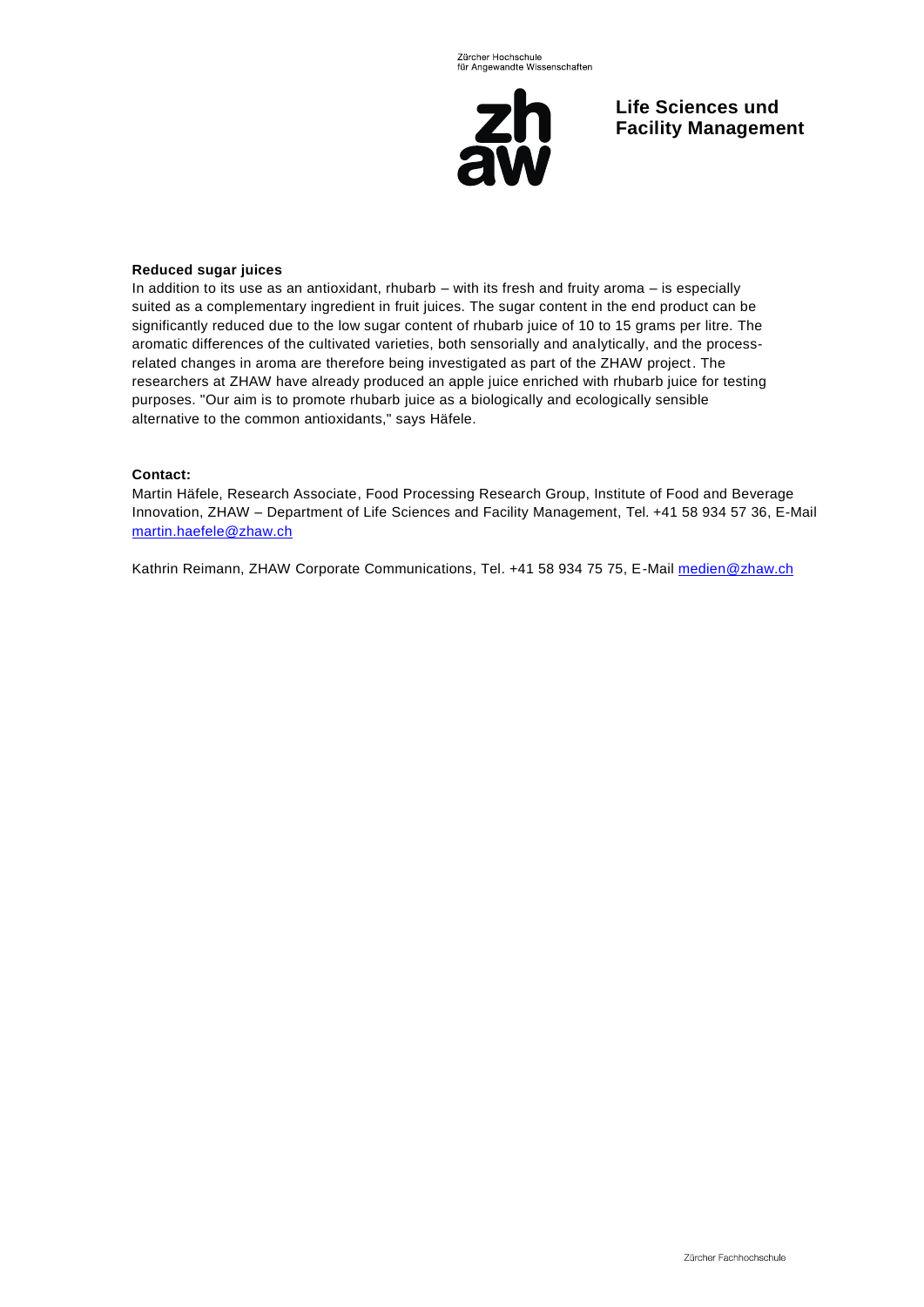**Reduced sugar juices**

In addition to its use as an antioxidant, rhubarb – with its fresh and fruity aroma – is especially suited as a complementary ingredient in fruit juices. The sugar content in the end product can be significantly reduced due to the low sugar content of rhubarb juice of 10 to 15 grams per litre. The aromatic differences of the cultivated varieties, both sensorially and analytically, and the process-related changes in aroma are therefore being investigated as part of the ZHAW project. The researchers at ZHAW have already produced an apple juice enriched with rhubarb juice for testing purposes. "Our aim is to promote rhubarb juice as a biologically and ecologically sensible alternative to the common antioxidants," says Häfele.

**Contact:**

Martin Häfele, Research Associate, Food Processing Research Group, Institute of Food and Beverage Innovation, ZHAW – Department of Life Sciences and Facility Management, Tel. +41 58 934 57 36, E-Mail martin.haefele@zhaw.ch

Kathrin Reimann, ZHAW Corporate Communications, Tel. +41 58 934 75 75, E-Mail medien@zhaw.ch